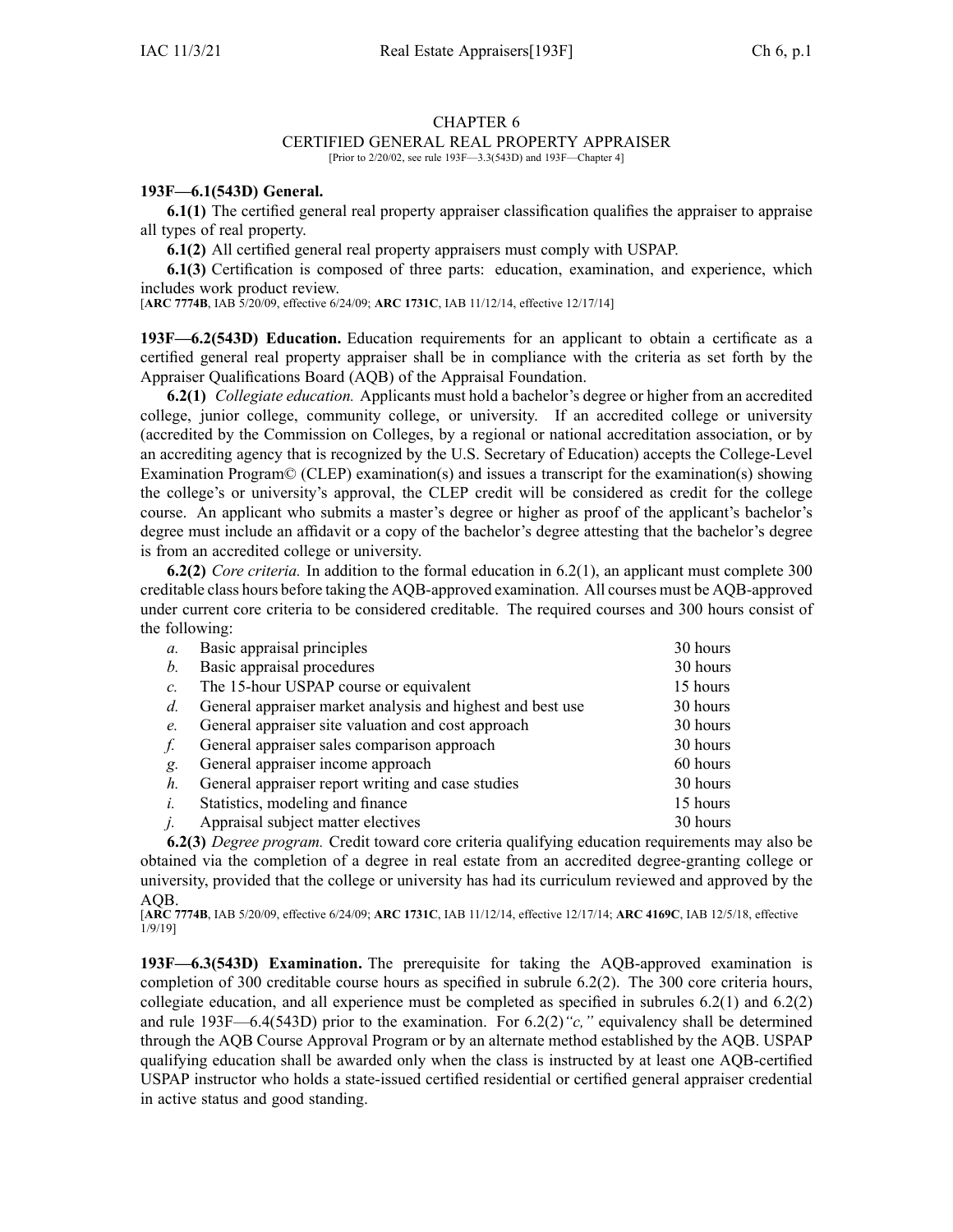# CHAPTER 6
## CERTIFIED GENERAL REAL PROPERTY APPRAISER

[Prior to 2/20/02, see rule 193F—3.3(543D) and 193F—Chapter 4]

**193F—6.1(543D) General.**

**6.1(1)** The certified general real property appraiser classification qualifies the appraiser to appraise all types of real property.

**6.1(2)** All certified general real property appraisers must comply with USPAP.

**6.1(3)** Certification is composed of three parts: education, examination, and experience, which includes work product review.

[**ARC 7774B**, IAB 5/20/09, effective 6/24/09; **ARC 1731C**, IAB 11/12/14, effective 12/17/14]

**193F—6.2(543D) Education.** Education requirements for an applicant to obtain a certificate as a certified general real property appraiser shall be in compliance with the criteria as set forth by the Appraiser Qualifications Board (AQB) of the Appraisal Foundation.

**6.2(1)** *Collegiate education.* Applicants must hold a bachelor's degree or higher from an accredited college, junior college, community college, or university. If an accredited college or university (accredited by the Commission on Colleges, by a regional or national accreditation association, or by an accrediting agency that is recognized by the U.S. Secretary of Education) accepts the College-Level Examination Program© (CLEP) examination(s) and issues a transcript for the examination(s) showing the college's or university's approval, the CLEP credit will be considered as credit for the college course. An applicant who submits a master's degree or higher as proof of the applicant's bachelor's degree must include an affidavit or a copy of the bachelor's degree attesting that the bachelor's degree is from an accredited college or university.

**6.2(2)** *Core criteria.* In addition to the formal education in 6.2(1), an applicant must complete 300 creditable class hours before taking the AQB-approved examination. All courses must be AQB-approved under current core criteria to be considered creditable. The required courses and 300 hours consist of the following:

| | | |
|---|---|---|
| *a.* | Basic appraisal principles | 30 hours |
| *b.* | Basic appraisal procedures | 30 hours |
| *c.* | The 15-hour USPAP course or equivalent | 15 hours |
| *d.* | General appraiser market analysis and highest and best use | 30 hours |
| *e.* | General appraiser site valuation and cost approach | 30 hours |
| *f.* | General appraiser sales comparison approach | 30 hours |
| *g.* | General appraiser income approach | 60 hours |
| *h.* | General appraiser report writing and case studies | 30 hours |
| *i.* | Statistics, modeling and finance | 15 hours |
| *j.* | Appraisal subject matter electives | 30 hours |

**6.2(3)** *Degree program.* Credit toward core criteria qualifying education requirements may also be obtained via the completion of a degree in real estate from an accredited degree-granting college or university, provided that the college or university has had its curriculum reviewed and approved by the AQB.

[**ARC 7774B**, IAB 5/20/09, effective 6/24/09; **ARC 1731C**, IAB 11/12/14, effective 12/17/14; **ARC 4169C**, IAB 12/5/18, effective 1/9/19]

**193F—6.3(543D) Examination.** The prerequisite for taking the AQB-approved examination is completion of 300 creditable course hours as specified in subrule 6.2(2). The 300 core criteria hours, collegiate education, and all experience must be completed as specified in subrules 6.2(1) and 6.2(2) and rule 193F—6.4(543D) prior to the examination. For 6.2(2)*"c,"* equivalency shall be determined through the AQB Course Approval Program or by an alternate method established by the AQB. USPAP qualifying education shall be awarded only when the class is instructed by at least one AQB-certified USPAP instructor who holds a state-issued certified residential or certified general appraiser credential in active status and good standing.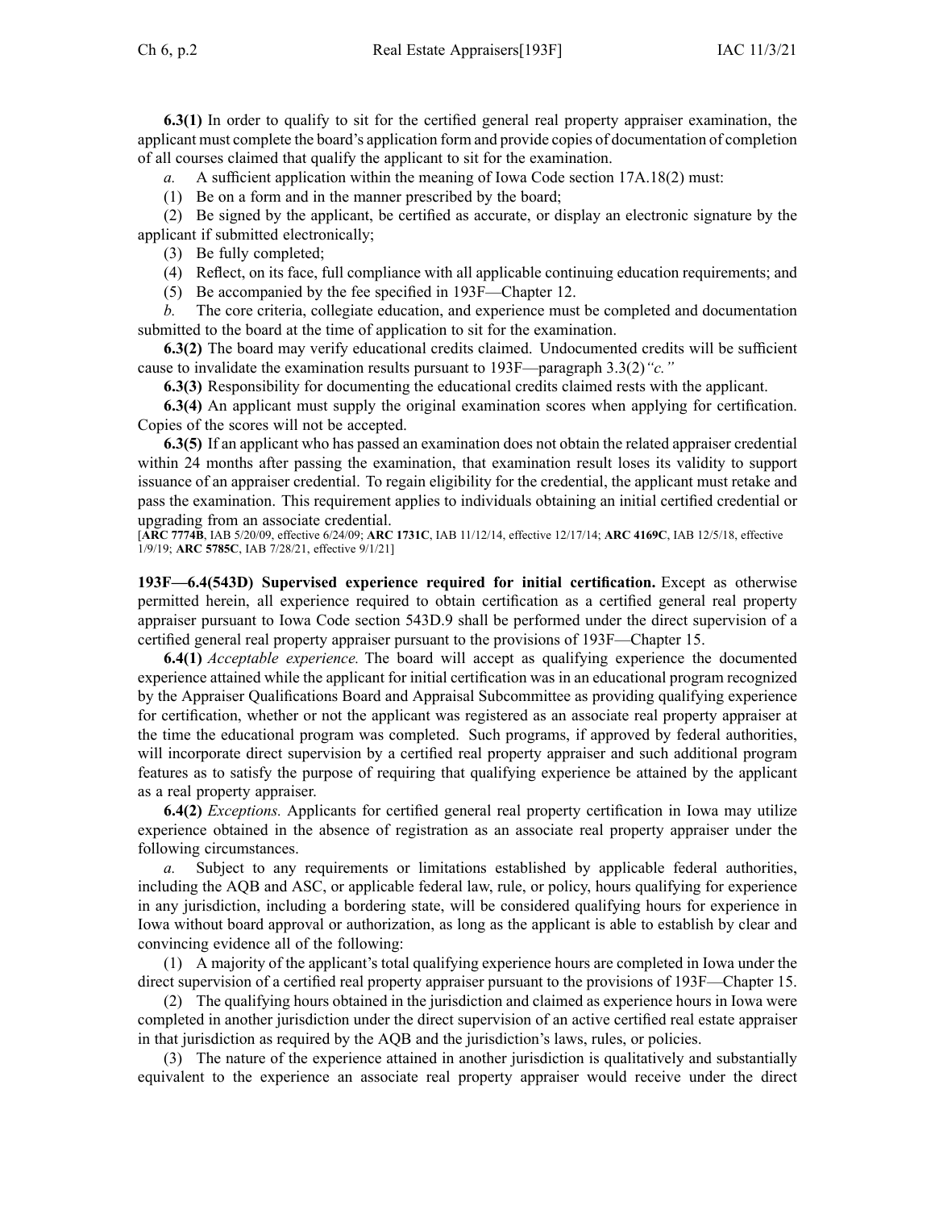**6.3(1)** In order to qualify to sit for the certified general real property appraiser examination, the applicant must complete the board's application form and provide copies of documentation of completion of all courses claimed that qualify the applicant to sit for the examination.

*a.* A sufficient application within the meaning of Iowa Code section 17A.18(2) must:

(1) Be on a form and in the manner prescribed by the board;

(2) Be signed by the applicant, be certified as accurate, or display an electronic signature by the applicant if submitted electronically;

(3) Be fully completed;

(4) Reflect, on its face, full compliance with all applicable continuing education requirements; and

(5) Be accompanied by the fee specified in 193F—Chapter 12.

*b.* The core criteria, collegiate education, and experience must be completed and documentation submitted to the board at the time of application to sit for the examination.

**6.3(2)** The board may verify educational credits claimed. Undocumented credits will be sufficient cause to invalidate the examination results pursuant to 193F—paragraph 3.3(2)*"c."*

**6.3(3)** Responsibility for documenting the educational credits claimed rests with the applicant.

**6.3(4)** An applicant must supply the original examination scores when applying for certification. Copies of the scores will not be accepted.

**6.3(5)** If an applicant who has passed an examination does not obtain the related appraiser credential within 24 months after passing the examination, that examination result loses its validity to support issuance of an appraiser credential. To regain eligibility for the credential, the applicant must retake and pass the examination. This requirement applies to individuals obtaining an initial certified credential or upgrading from an associate credential.

[**ARC 7774B**, IAB 5/20/09, effective 6/24/09; **ARC 1731C**, IAB 11/12/14, effective 12/17/14; **ARC 4169C**, IAB 12/5/18, effective 1/9/19; **ARC 5785C**, IAB 7/28/21, effective 9/1/21]

**193F—6.4(543D) Supervised experience required for initial certification.** Except as otherwise permitted herein, all experience required to obtain certification as a certified general real property appraiser pursuant to Iowa Code section 543D.9 shall be performed under the direct supervision of a certified general real property appraiser pursuant to the provisions of 193F—Chapter 15.

**6.4(1)** *Acceptable experience.* The board will accept as qualifying experience the documented experience attained while the applicant for initial certification was in an educational program recognized by the Appraiser Qualifications Board and Appraisal Subcommittee as providing qualifying experience for certification, whether or not the applicant was registered as an associate real property appraiser at the time the educational program was completed. Such programs, if approved by federal authorities, will incorporate direct supervision by a certified real property appraiser and such additional program features as to satisfy the purpose of requiring that qualifying experience be attained by the applicant as a real property appraiser.

**6.4(2)** *Exceptions.* Applicants for certified general real property certification in Iowa may utilize experience obtained in the absence of registration as an associate real property appraiser under the following circumstances.

*a.* Subject to any requirements or limitations established by applicable federal authorities, including the AQB and ASC, or applicable federal law, rule, or policy, hours qualifying for experience in any jurisdiction, including a bordering state, will be considered qualifying hours for experience in Iowa without board approval or authorization, as long as the applicant is able to establish by clear and convincing evidence all of the following:

(1) A majority of the applicant's total qualifying experience hours are completed in Iowa under the direct supervision of a certified real property appraiser pursuant to the provisions of 193F—Chapter 15.

(2) The qualifying hours obtained in the jurisdiction and claimed as experience hours in Iowa were completed in another jurisdiction under the direct supervision of an active certified real estate appraiser in that jurisdiction as required by the AQB and the jurisdiction's laws, rules, or policies.

(3) The nature of the experience attained in another jurisdiction is qualitatively and substantially equivalent to the experience an associate real property appraiser would receive under the direct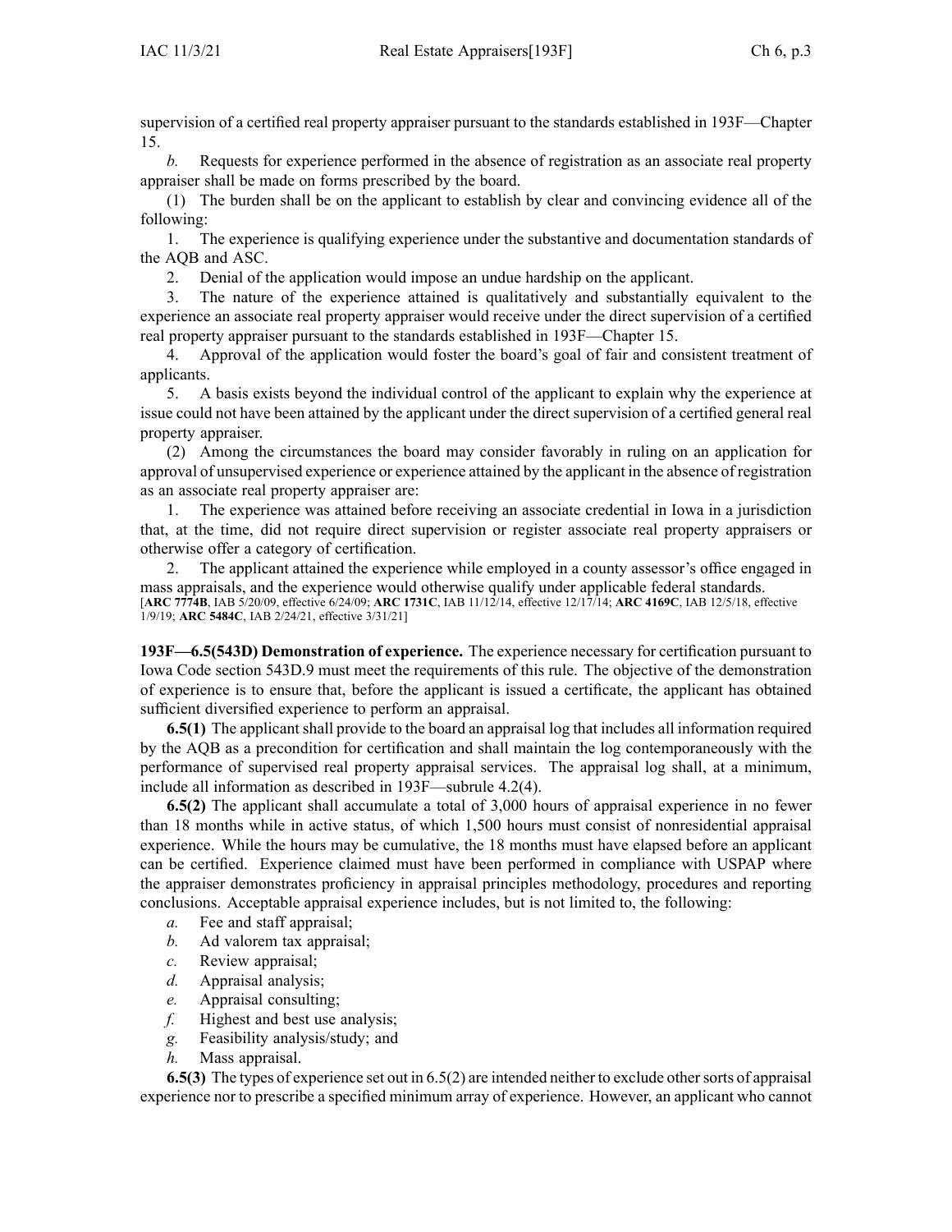supervision of a certified real property appraiser pursuant to the standards established in 193F—Chapter 15.

*b.* Requests for experience performed in the absence of registration as an associate real property appraiser shall be made on forms prescribed by the board.

(1) The burden shall be on the applicant to establish by clear and convincing evidence all of the following:

1. The experience is qualifying experience under the substantive and documentation standards of the AQB and ASC.

2. Denial of the application would impose an undue hardship on the applicant.

3. The nature of the experience attained is qualitatively and substantially equivalent to the experience an associate real property appraiser would receive under the direct supervision of a certified real property appraiser pursuant to the standards established in 193F—Chapter 15.

4. Approval of the application would foster the board's goal of fair and consistent treatment of applicants.

5. A basis exists beyond the individual control of the applicant to explain why the experience at issue could not have been attained by the applicant under the direct supervision of a certified general real property appraiser.

(2) Among the circumstances the board may consider favorably in ruling on an application for approval of unsupervised experience or experience attained by the applicant in the absence of registration as an associate real property appraiser are:

1. The experience was attained before receiving an associate credential in Iowa in a jurisdiction that, at the time, did not require direct supervision or register associate real property appraisers or otherwise offer a category of certification.

2. The applicant attained the experience while employed in a county assessor's office engaged in mass appraisals, and the experience would otherwise qualify under applicable federal standards.

[**ARC 7774B**, IAB 5/20/09, effective 6/24/09; **ARC 1731C**, IAB 11/12/14, effective 12/17/14; **ARC 4169C**, IAB 12/5/18, effective 1/9/19; **ARC 5484C**, IAB 2/24/21, effective 3/31/21]

**193F—6.5(543D) Demonstration of experience.** The experience necessary for certification pursuant to Iowa Code section 543D.9 must meet the requirements of this rule. The objective of the demonstration of experience is to ensure that, before the applicant is issued a certificate, the applicant has obtained sufficient diversified experience to perform an appraisal.

**6.5(1)** The applicant shall provide to the board an appraisal log that includes all information required by the AQB as a precondition for certification and shall maintain the log contemporaneously with the performance of supervised real property appraisal services. The appraisal log shall, at a minimum, include all information as described in 193F—subrule 4.2(4).

**6.5(2)** The applicant shall accumulate a total of 3,000 hours of appraisal experience in no fewer than 18 months while in active status, of which 1,500 hours must consist of nonresidential appraisal experience. While the hours may be cumulative, the 18 months must have elapsed before an applicant can be certified. Experience claimed must have been performed in compliance with USPAP where the appraiser demonstrates proficiency in appraisal principles methodology, procedures and reporting conclusions. Acceptable appraisal experience includes, but is not limited to, the following:

*a.* Fee and staff appraisal;

*b.* Ad valorem tax appraisal;

*c.* Review appraisal;

*d.* Appraisal analysis;

*e.* Appraisal consulting;

*f.* Highest and best use analysis;

*g.* Feasibility analysis/study; and

*h.* Mass appraisal.

**6.5(3)** The types of experience set out in 6.5(2) are intended neither to exclude other sorts of appraisal experience nor to prescribe a specified minimum array of experience. However, an applicant who cannot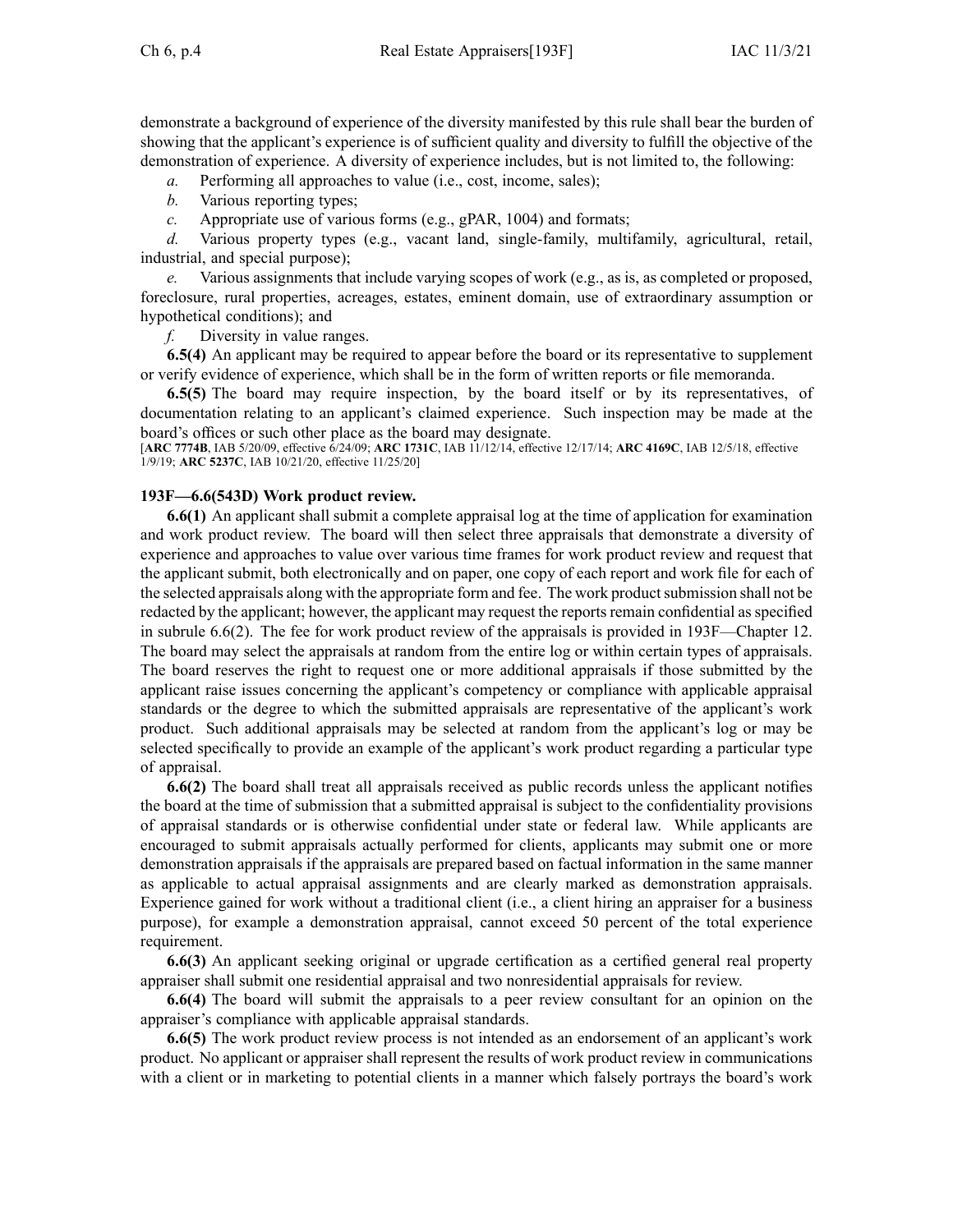demonstrate a background of experience of the diversity manifested by this rule shall bear the burden of showing that the applicant's experience is of sufficient quality and diversity to fulfill the objective of the demonstration of experience. A diversity of experience includes, but is not limited to, the following:

*a.* Performing all approaches to value (i.e., cost, income, sales);

*b.* Various reporting types;

*c.* Appropriate use of various forms (e.g., gPAR, 1004) and formats;

*d.* Various property types (e.g., vacant land, single-family, multifamily, agricultural, retail, industrial, and special purpose);

*e.* Various assignments that include varying scopes of work (e.g., as is, as completed or proposed, foreclosure, rural properties, acreages, estates, eminent domain, use of extraordinary assumption or hypothetical conditions); and

*f.* Diversity in value ranges.

**6.5(4)** An applicant may be required to appear before the board or its representative to supplement or verify evidence of experience, which shall be in the form of written reports or file memoranda.

**6.5(5)** The board may require inspection, by the board itself or by its representatives, of documentation relating to an applicant's claimed experience. Such inspection may be made at the board's offices or such other place as the board may designate.

[**ARC 7774B**, IAB 5/20/09, effective 6/24/09; **ARC 1731C**, IAB 11/12/14, effective 12/17/14; **ARC 4169C**, IAB 12/5/18, effective 1/9/19; **ARC 5237C**, IAB 10/21/20, effective 11/25/20]

**193F—6.6(543D) Work product review.**

**6.6(1)** An applicant shall submit a complete appraisal log at the time of application for examination and work product review. The board will then select three appraisals that demonstrate a diversity of experience and approaches to value over various time frames for work product review and request that the applicant submit, both electronically and on paper, one copy of each report and work file for each of the selected appraisals along with the appropriate form and fee. The work product submission shall not be redacted by the applicant; however, the applicant may request the reports remain confidential as specified in subrule 6.6(2). The fee for work product review of the appraisals is provided in 193F—Chapter 12. The board may select the appraisals at random from the entire log or within certain types of appraisals. The board reserves the right to request one or more additional appraisals if those submitted by the applicant raise issues concerning the applicant's competency or compliance with applicable appraisal standards or the degree to which the submitted appraisals are representative of the applicant's work product. Such additional appraisals may be selected at random from the applicant's log or may be selected specifically to provide an example of the applicant's work product regarding a particular type of appraisal.

**6.6(2)** The board shall treat all appraisals received as public records unless the applicant notifies the board at the time of submission that a submitted appraisal is subject to the confidentiality provisions of appraisal standards or is otherwise confidential under state or federal law. While applicants are encouraged to submit appraisals actually performed for clients, applicants may submit one or more demonstration appraisals if the appraisals are prepared based on factual information in the same manner as applicable to actual appraisal assignments and are clearly marked as demonstration appraisals. Experience gained for work without a traditional client (i.e., a client hiring an appraiser for a business purpose), for example a demonstration appraisal, cannot exceed 50 percent of the total experience requirement.

**6.6(3)** An applicant seeking original or upgrade certification as a certified general real property appraiser shall submit one residential appraisal and two nonresidential appraisals for review.

**6.6(4)** The board will submit the appraisals to a peer review consultant for an opinion on the appraiser's compliance with applicable appraisal standards.

**6.6(5)** The work product review process is not intended as an endorsement of an applicant's work product. No applicant or appraiser shall represent the results of work product review in communications with a client or in marketing to potential clients in a manner which falsely portrays the board's work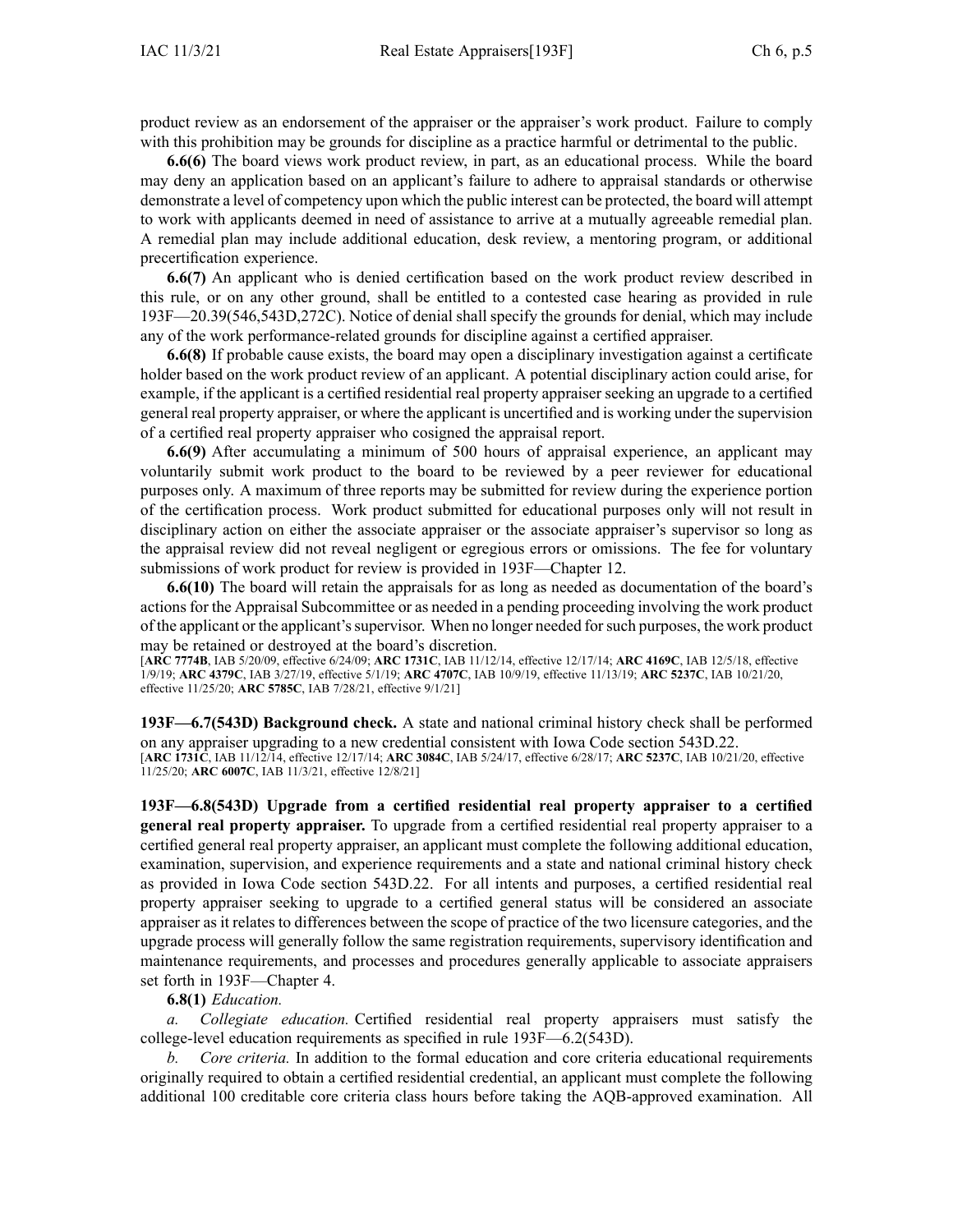product review as an endorsement of the appraiser or the appraiser's work product. Failure to comply with this prohibition may be grounds for discipline as a practice harmful or detrimental to the public.

**6.6(6)** The board views work product review, in part, as an educational process. While the board may deny an application based on an applicant's failure to adhere to appraisal standards or otherwise demonstrate a level of competency upon which the public interest can be protected, the board will attempt to work with applicants deemed in need of assistance to arrive at a mutually agreeable remedial plan. A remedial plan may include additional education, desk review, a mentoring program, or additional precertification experience.

**6.6(7)** An applicant who is denied certification based on the work product review described in this rule, or on any other ground, shall be entitled to a contested case hearing as provided in rule 193F—20.39(546,543D,272C). Notice of denial shall specify the grounds for denial, which may include any of the work performance-related grounds for discipline against a certified appraiser.

**6.6(8)** If probable cause exists, the board may open a disciplinary investigation against a certificate holder based on the work product review of an applicant. A potential disciplinary action could arise, for example, if the applicant is a certified residential real property appraiser seeking an upgrade to a certified general real property appraiser, or where the applicant is uncertified and is working under the supervision of a certified real property appraiser who cosigned the appraisal report.

**6.6(9)** After accumulating a minimum of 500 hours of appraisal experience, an applicant may voluntarily submit work product to the board to be reviewed by a peer reviewer for educational purposes only. A maximum of three reports may be submitted for review during the experience portion of the certification process. Work product submitted for educational purposes only will not result in disciplinary action on either the associate appraiser or the associate appraiser's supervisor so long as the appraisal review did not reveal negligent or egregious errors or omissions. The fee for voluntary submissions of work product for review is provided in 193F—Chapter 12.

**6.6(10)** The board will retain the appraisals for as long as needed as documentation of the board's actions for the Appraisal Subcommittee or as needed in a pending proceeding involving the work product of the applicant or the applicant's supervisor. When no longer needed for such purposes, the work product may be retained or destroyed at the board's discretion.

[**ARC 7774B**, IAB 5/20/09, effective 6/24/09; **ARC 1731C**, IAB 11/12/14, effective 12/17/14; **ARC 4169C**, IAB 12/5/18, effective 1/9/19; **ARC 4379C**, IAB 3/27/19, effective 5/1/19; **ARC 4707C**, IAB 10/9/19, effective 11/13/19; **ARC 5237C**, IAB 10/21/20, effective 11/25/20; **ARC 5785C**, IAB 7/28/21, effective 9/1/21]

**193F—6.7(543D) Background check.** A state and national criminal history check shall be performed on any appraiser upgrading to a new credential consistent with Iowa Code section 543D.22.

[**ARC 1731C**, IAB 11/12/14, effective 12/17/14; **ARC 3084C**, IAB 5/24/17, effective 6/28/17; **ARC 5237C**, IAB 10/21/20, effective 11/25/20; **ARC 6007C**, IAB 11/3/21, effective 12/8/21]

**193F—6.8(543D) Upgrade from a certified residential real property appraiser to a certified general real property appraiser.** To upgrade from a certified residential real property appraiser to a certified general real property appraiser, an applicant must complete the following additional education, examination, supervision, and experience requirements and a state and national criminal history check as provided in Iowa Code section 543D.22. For all intents and purposes, a certified residential real property appraiser seeking to upgrade to a certified general status will be considered an associate appraiser as it relates to differences between the scope of practice of the two licensure categories, and the upgrade process will generally follow the same registration requirements, supervisory identification and maintenance requirements, and processes and procedures generally applicable to associate appraisers set forth in 193F—Chapter 4.

**6.8(1)** *Education.*

*a. Collegiate education.* Certified residential real property appraisers must satisfy the college-level education requirements as specified in rule 193F—6.2(543D).

*b. Core criteria.* In addition to the formal education and core criteria educational requirements originally required to obtain a certified residential credential, an applicant must complete the following additional 100 creditable core criteria class hours before taking the AQB-approved examination. All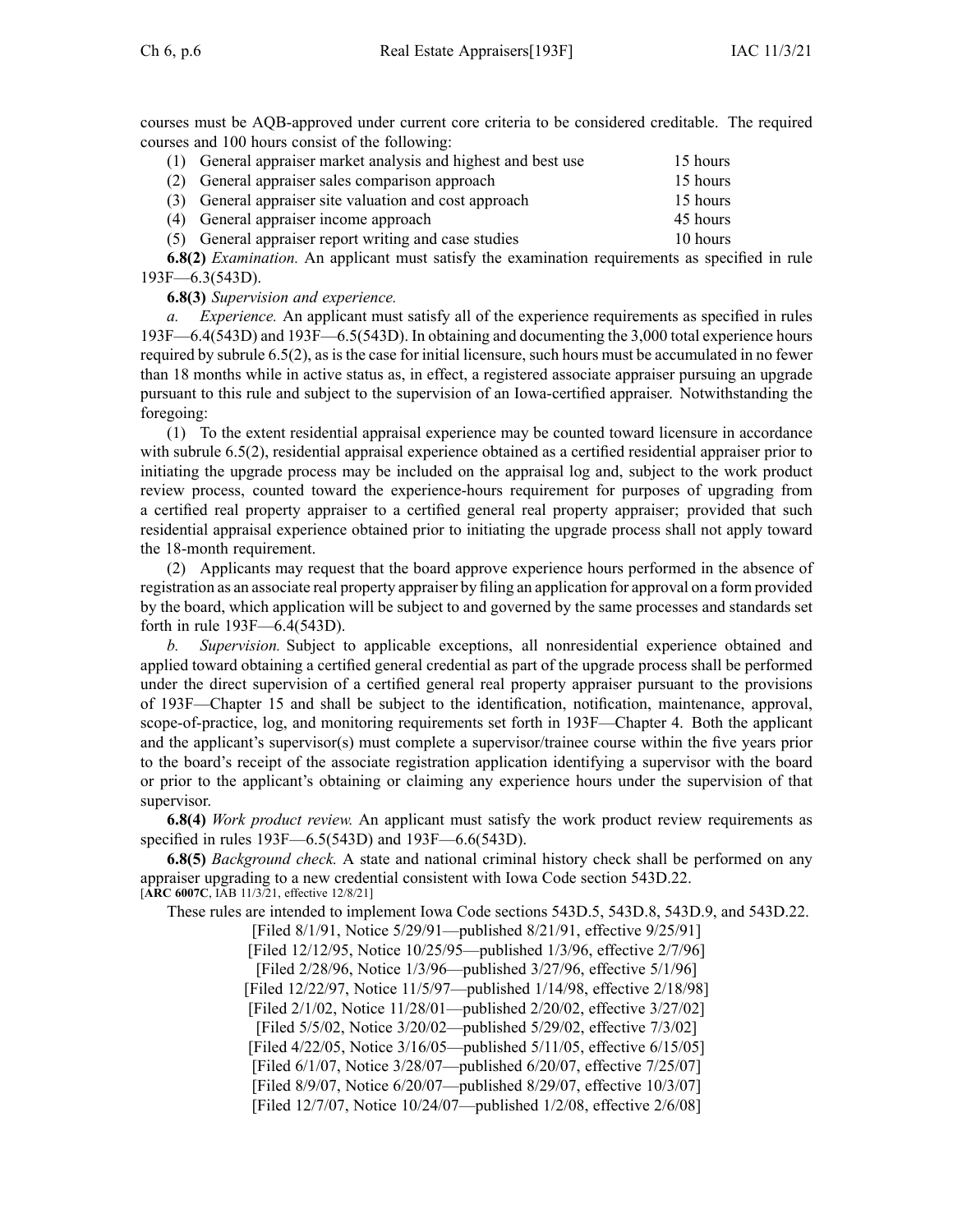courses must be AQB-approved under current core criteria to be considered creditable. The required courses and 100 hours consist of the following:

| | | |
|---|---|---|
| (1) | General appraiser market analysis and highest and best use | 15 hours |
| (2) | General appraiser sales comparison approach | 15 hours |
| (3) | General appraiser site valuation and cost approach | 15 hours |
| (4) | General appraiser income approach | 45 hours |
| (5) | General appraiser report writing and case studies | 10 hours |

**6.8(2)** *Examination.* An applicant must satisfy the examination requirements as specified in rule 193F—6.3(543D).

**6.8(3)** *Supervision and experience.*

*a. Experience.* An applicant must satisfy all of the experience requirements as specified in rules 193F—6.4(543D) and 193F—6.5(543D). In obtaining and documenting the 3,000 total experience hours required by subrule 6.5(2), as is the case for initial licensure, such hours must be accumulated in no fewer than 18 months while in active status as, in effect, a registered associate appraiser pursuing an upgrade pursuant to this rule and subject to the supervision of an Iowa-certified appraiser. Notwithstanding the foregoing:

(1) To the extent residential appraisal experience may be counted toward licensure in accordance with subrule 6.5(2), residential appraisal experience obtained as a certified residential appraiser prior to initiating the upgrade process may be included on the appraisal log and, subject to the work product review process, counted toward the experience-hours requirement for purposes of upgrading from a certified real property appraiser to a certified general real property appraiser; provided that such residential appraisal experience obtained prior to initiating the upgrade process shall not apply toward the 18-month requirement.

(2) Applicants may request that the board approve experience hours performed in the absence of registration as an associate real property appraiser by filing an application for approval on a form provided by the board, which application will be subject to and governed by the same processes and standards set forth in rule 193F—6.4(543D).

*b. Supervision.* Subject to applicable exceptions, all nonresidential experience obtained and applied toward obtaining a certified general credential as part of the upgrade process shall be performed under the direct supervision of a certified general real property appraiser pursuant to the provisions of 193F—Chapter 15 and shall be subject to the identification, notification, maintenance, approval, scope-of-practice, log, and monitoring requirements set forth in 193F—Chapter 4. Both the applicant and the applicant's supervisor(s) must complete a supervisor/trainee course within the five years prior to the board's receipt of the associate registration application identifying a supervisor with the board or prior to the applicant's obtaining or claiming any experience hours under the supervision of that supervisor.

**6.8(4)** *Work product review.* An applicant must satisfy the work product review requirements as specified in rules 193F—6.5(543D) and 193F—6.6(543D).

**6.8(5)** *Background check.* A state and national criminal history check shall be performed on any appraiser upgrading to a new credential consistent with Iowa Code section 543D.22.
[**ARC 6007C**, IAB 11/3/21, effective 12/8/21]

These rules are intended to implement Iowa Code sections 543D.5, 543D.8, 543D.9, and 543D.22.

[Filed 8/1/91, Notice 5/29/91—published 8/21/91, effective 9/25/91]
[Filed 12/12/95, Notice 10/25/95—published 1/3/96, effective 2/7/96]
[Filed 2/28/96, Notice 1/3/96—published 3/27/96, effective 5/1/96]
[Filed 12/22/97, Notice 11/5/97—published 1/14/98, effective 2/18/98]
[Filed 2/1/02, Notice 11/28/01—published 2/20/02, effective 3/27/02]
[Filed 5/5/02, Notice 3/20/02—published 5/29/02, effective 7/3/02]
[Filed 4/22/05, Notice 3/16/05—published 5/11/05, effective 6/15/05]
[Filed 6/1/07, Notice 3/28/07—published 6/20/07, effective 7/25/07]
[Filed 8/9/07, Notice 6/20/07—published 8/29/07, effective 10/3/07]
[Filed 12/7/07, Notice 10/24/07—published 1/2/08, effective 2/6/08]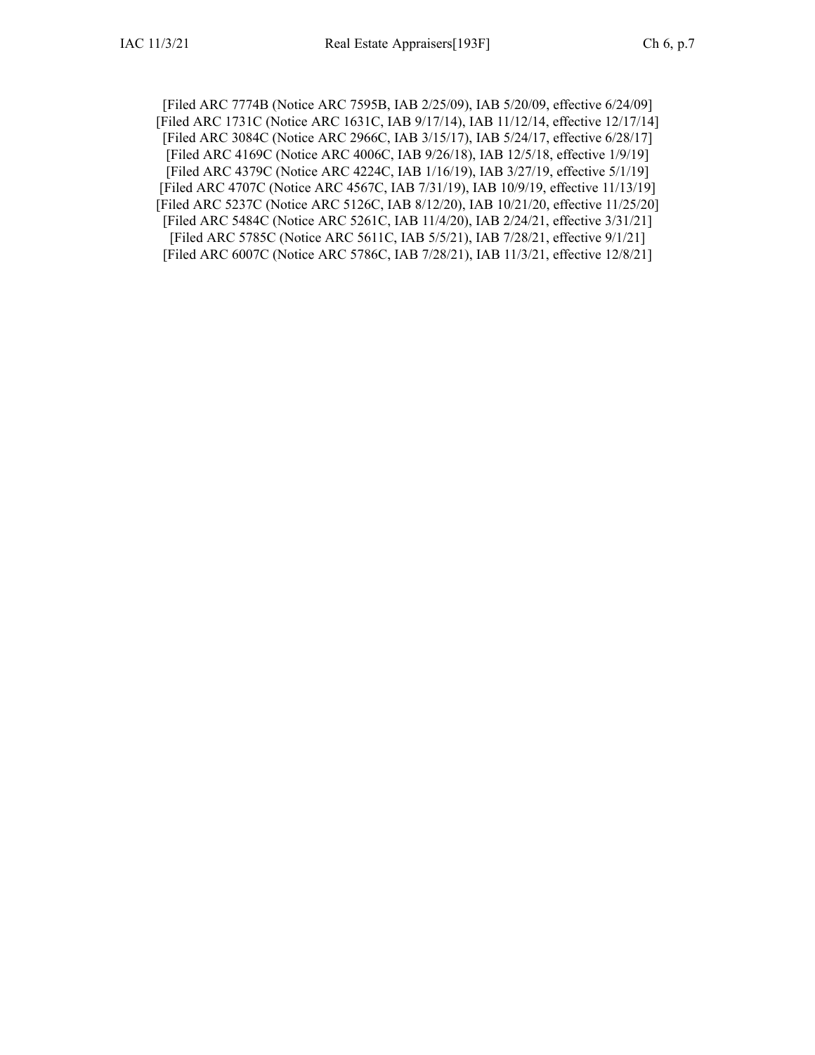[Filed ARC 7774B (Notice ARC 7595B, IAB 2/25/09), IAB 5/20/09, effective 6/24/09]
[Filed ARC 1731C (Notice ARC 1631C, IAB 9/17/14), IAB 11/12/14, effective 12/17/14]
[Filed ARC 3084C (Notice ARC 2966C, IAB 3/15/17), IAB 5/24/17, effective 6/28/17]
[Filed ARC 4169C (Notice ARC 4006C, IAB 9/26/18), IAB 12/5/18, effective 1/9/19]
[Filed ARC 4379C (Notice ARC 4224C, IAB 1/16/19), IAB 3/27/19, effective 5/1/19]
[Filed ARC 4707C (Notice ARC 4567C, IAB 7/31/19), IAB 10/9/19, effective 11/13/19]
[Filed ARC 5237C (Notice ARC 5126C, IAB 8/12/20), IAB 10/21/20, effective 11/25/20]
[Filed ARC 5484C (Notice ARC 5261C, IAB 11/4/20), IAB 2/24/21, effective 3/31/21]
[Filed ARC 5785C (Notice ARC 5611C, IAB 5/5/21), IAB 7/28/21, effective 9/1/21]
[Filed ARC 6007C (Notice ARC 5786C, IAB 7/28/21), IAB 11/3/21, effective 12/8/21]